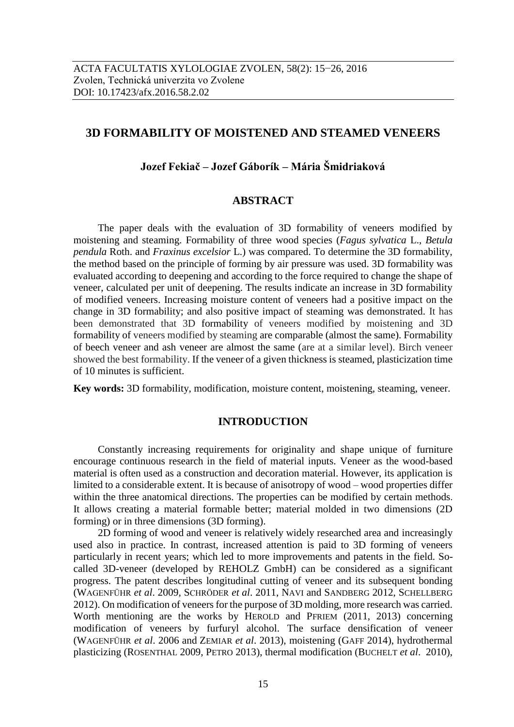ACTA FACULTATIS XYLOLOGIAE ZVOLEN, 58(2): 15−26, 2016
Zvolen, Technická univerzita vo Zvolene
DOI: 10.17423/afx.2016.58.2.02

# 3D FORMABILITY OF MOISTENED AND STEAMED VENEERS

**Jozef Fekiač – Jozef Gáborík – Mária Šmidriaková**

## ABSTRACT

The paper deals with the evaluation of 3D formability of veneers modified by moistening and steaming. Formability of three wood species (*Fagus sylvatica* L., *Betula pendula* Roth. and *Fraxinus excelsior* L.) was compared. To determine the 3D formability, the method based on the principle of forming by air pressure was used. 3D formability was evaluated according to deepening and according to the force required to change the shape of veneer, calculated per unit of deepening. The results indicate an increase in 3D formability of modified veneers. Increasing moisture content of veneers had a positive impact on the change in 3D formability; and also positive impact of steaming was demonstrated. It has been demonstrated that 3D formability of veneers modified by moistening and 3D formability of veneers modified by steaming are comparable (almost the same). Formability of beech veneer and ash veneer are almost the same (are at a similar level). Birch veneer showed the best formability. If the veneer of a given thickness is steamed, plasticization time of 10 minutes is sufficient.

**Key words:** 3D formability, modification, moisture content, moistening, steaming, veneer.

## INTRODUCTION

Constantly increasing requirements for originality and shape unique of furniture encourage continuous research in the field of material inputs. Veneer as the wood-based material is often used as a construction and decoration material. However, its application is limited to a considerable extent. It is because of anisotropy of wood – wood properties differ within the three anatomical directions. The properties can be modified by certain methods. It allows creating a material formable better; material molded in two dimensions (2D forming) or in three dimensions (3D forming).

2D forming of wood and veneer is relatively widely researched area and increasingly used also in practice. In contrast, increased attention is paid to 3D forming of veneers particularly in recent years; which led to more improvements and patents in the field. So-called 3D-veneer (developed by REHOLZ GmbH) can be considered as a significant progress. The patent describes longitudinal cutting of veneer and its subsequent bonding (Wagenführ *et al*. 2009, Schröder *et al*. 2011, Navi and Sandberg 2012, Schellberg 2012). On modification of veneers for the purpose of 3D molding, more research was carried. Worth mentioning are the works by Herold and Pfriem (2011, 2013) concerning modification of veneers by furfuryl alcohol. The surface densification of veneer (Wagenführ *et al*. 2006 and Zemiar *et al*. 2013), moistening (Gaff 2014), hydrothermal plasticizing (Rosenthal 2009, Petro 2013), thermal modification (Buchelt *et al*. 2010),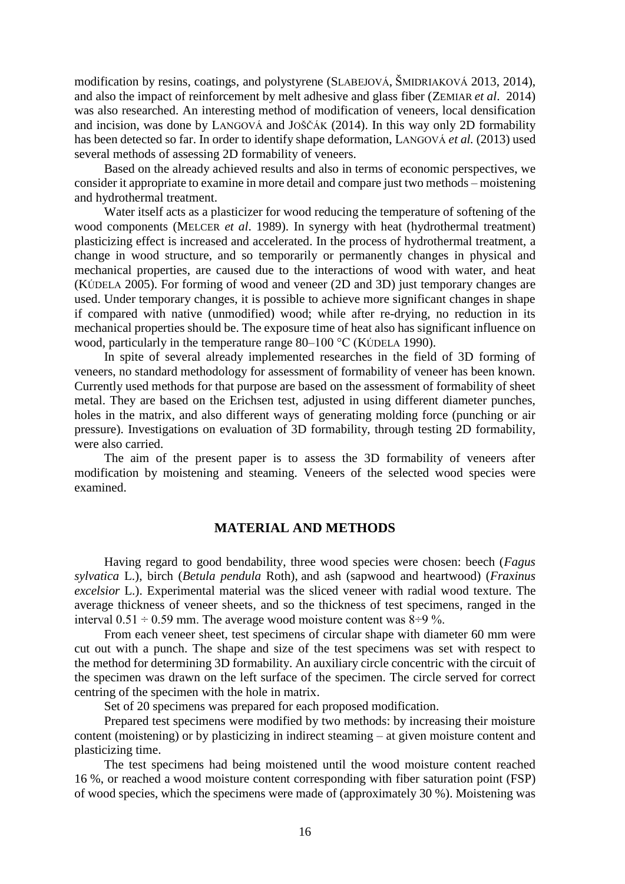modification by resins, coatings, and polystyrene (SLABEJOVÁ, ŠMIDRIAKOVÁ 2013, 2014), and also the impact of reinforcement by melt adhesive and glass fiber (ZEMIAR *et al*. 2014) was also researched. An interesting method of modification of veneers, local densification and incision, was done by LANGOVÁ and JOŠČÁK (2014). In this way only 2D formability has been detected so far. In order to identify shape deformation, LANGOVÁ *et al.* (2013) used several methods of assessing 2D formability of veneers.

Based on the already achieved results and also in terms of economic perspectives, we consider it appropriate to examine in more detail and compare just two methods – moistening and hydrothermal treatment.

Water itself acts as a plasticizer for wood reducing the temperature of softening of the wood components (MELCER *et al*. 1989). In synergy with heat (hydrothermal treatment) plasticizing effect is increased and accelerated. In the process of hydrothermal treatment, a change in wood structure, and so temporarily or permanently changes in physical and mechanical properties, are caused due to the interactions of wood with water, and heat (KÚDELA 2005). For forming of wood and veneer (2D and 3D) just temporary changes are used. Under temporary changes, it is possible to achieve more significant changes in shape if compared with native (unmodified) wood; while after re-drying, no reduction in its mechanical properties should be. The exposure time of heat also has significant influence on wood, particularly in the temperature range 80–100 °C (KÚDELA 1990).

In spite of several already implemented researches in the field of 3D forming of veneers, no standard methodology for assessment of formability of veneer has been known. Currently used methods for that purpose are based on the assessment of formability of sheet metal. They are based on the Erichsen test, adjusted in using different diameter punches, holes in the matrix, and also different ways of generating molding force (punching or air pressure). Investigations on evaluation of 3D formability, through testing 2D formability, were also carried.

The aim of the present paper is to assess the 3D formability of veneers after modification by moistening and steaming. Veneers of the selected wood species were examined.

## MATERIAL AND METHODS

Having regard to good bendability, three wood species were chosen: beech (*Fagus sylvatica* L.), birch (*Betula pendula* Roth), and ash (sapwood and heartwood) (*Fraxinus excelsior* L.). Experimental material was the sliced veneer with radial wood texture. The average thickness of veneer sheets, and so the thickness of test specimens, ranged in the interval 0.51 ÷ 0.59 mm. The average wood moisture content was 8÷9 %.

From each veneer sheet, test specimens of circular shape with diameter 60 mm were cut out with a punch. The shape and size of the test specimens was set with respect to the method for determining 3D formability. An auxiliary circle concentric with the circuit of the specimen was drawn on the left surface of the specimen. The circle served for correct centring of the specimen with the hole in matrix.

Set of 20 specimens was prepared for each proposed modification.

Prepared test specimens were modified by two methods: by increasing their moisture content (moistening) or by plasticizing in indirect steaming – at given moisture content and plasticizing time.

The test specimens had being moistened until the wood moisture content reached 16 %, or reached a wood moisture content corresponding with fiber saturation point (FSP) of wood species, which the specimens were made of (approximately 30 %). Moistening was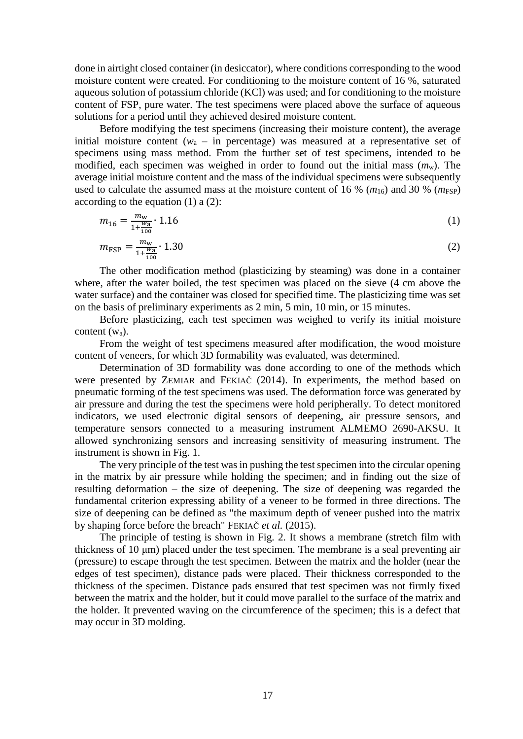done in airtight closed container (in desiccator), where conditions corresponding to the wood moisture content were created. For conditioning to the moisture content of 16 %, saturated aqueous solution of potassium chloride (KCl) was used; and for conditioning to the moisture content of FSP, pure water. The test specimens were placed above the surface of aqueous solutions for a period until they achieved desired moisture content.

Before modifying the test specimens (increasing their moisture content), the average initial moisture content ($w_a$ – in percentage) was measured at a representative set of specimens using mass method. From the further set of test specimens, intended to be modified, each specimen was weighed in order to found out the initial mass ($m_w$). The average initial moisture content and the mass of the individual specimens were subsequently used to calculate the assumed mass at the moisture content of 16 % ($m_{16}$) and 30 % ($m_{FSP}$) according to the equation (1) a (2):

$$m_{16} = \frac{m_w}{1+\frac{w_a}{100}} \cdot 1.16 \tag{1}$$

$$m_{FSP} = \frac{m_w}{1+\frac{w_a}{100}} \cdot 1.30 \tag{2}$$

The other modification method (plasticizing by steaming) was done in a container where, after the water boiled, the test specimen was placed on the sieve (4 cm above the water surface) and the container was closed for specified time. The plasticizing time was set on the basis of preliminary experiments as 2 min, 5 min, 10 min, or 15 minutes.

Before plasticizing, each test specimen was weighed to verify its initial moisture content ($w_a$).

From the weight of test specimens measured after modification, the wood moisture content of veneers, for which 3D formability was evaluated, was determined.

Determination of 3D formability was done according to one of the methods which were presented by ZEMIAR and FEKIAČ (2014). In experiments, the method based on pneumatic forming of the test specimens was used. The deformation force was generated by air pressure and during the test the specimens were hold peripherally. To detect monitored indicators, we used electronic digital sensors of deepening, air pressure sensors, and temperature sensors connected to a measuring instrument ALMEMO 2690-AKSU. It allowed synchronizing sensors and increasing sensitivity of measuring instrument. The instrument is shown in Fig. 1.

The very principle of the test was in pushing the test specimen into the circular opening in the matrix by air pressure while holding the specimen; and in finding out the size of resulting deformation – the size of deepening. The size of deepening was regarded the fundamental criterion expressing ability of a veneer to be formed in three directions. The size of deepening can be defined as "the maximum depth of veneer pushed into the matrix by shaping force before the breach" FEKIAČ *et al.* (2015).

The principle of testing is shown in Fig. 2. It shows a membrane (stretch film with thickness of 10 μm) placed under the test specimen. The membrane is a seal preventing air (pressure) to escape through the test specimen. Between the matrix and the holder (near the edges of test specimen), distance pads were placed. Their thickness corresponded to the thickness of the specimen. Distance pads ensured that test specimen was not firmly fixed between the matrix and the holder, but it could move parallel to the surface of the matrix and the holder. It prevented waving on the circumference of the specimen; this is a defect that may occur in 3D molding.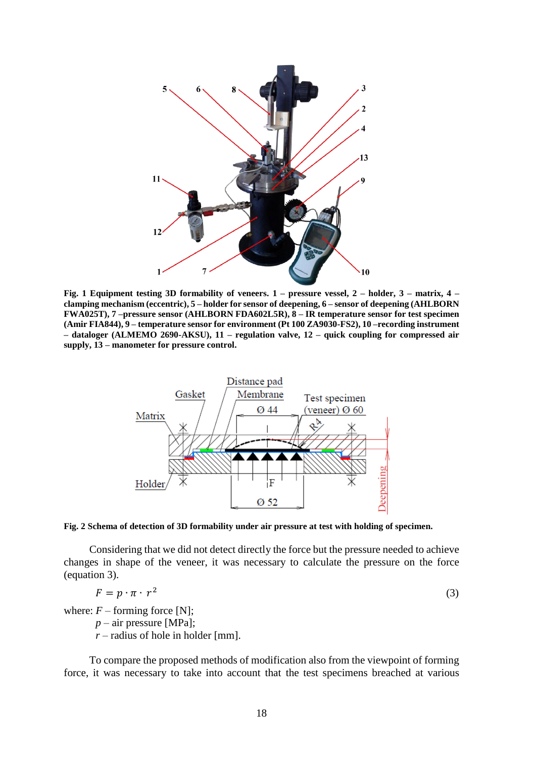**Fig. 1 Equipment testing 3D formability of veneers. 1 – pressure vessel, 2 – holder, 3 – matrix, 4 – clamping mechanism (eccentric), 5 – holder for sensor of deepening, 6 – sensor of deepening (AHLBORN FWA025T), 7 –pressure sensor (AHLBORN FDA602L5R), 8 – IR temperature sensor for test specimen (Amir FIA844), 9 – temperature sensor for environment (Pt 100 ZA9030-FS2), 10 –recording instrument – datalogger (ALMEMO 2690-AKSU), 11 – regulation valve, 12 – quick coupling for compressed air supply, 13 – manometer for pressure control.**

**Fig. 2 Schema of detection of 3D formability under air pressure at test with holding of specimen.**

Considering that we did not detect directly the force but the pressure needed to achieve changes in shape of the veneer, it was necessary to calculate the pressure on the force (equation 3).

$$F = p \cdot \pi \cdot r^2 \tag{3}$$

where: $F$ – forming force [N];
$p$ – air pressure [MPa];
$r$ – radius of hole in holder [mm].

To compare the proposed methods of modification also from the viewpoint of forming force, it was necessary to take into account that the test specimens breached at various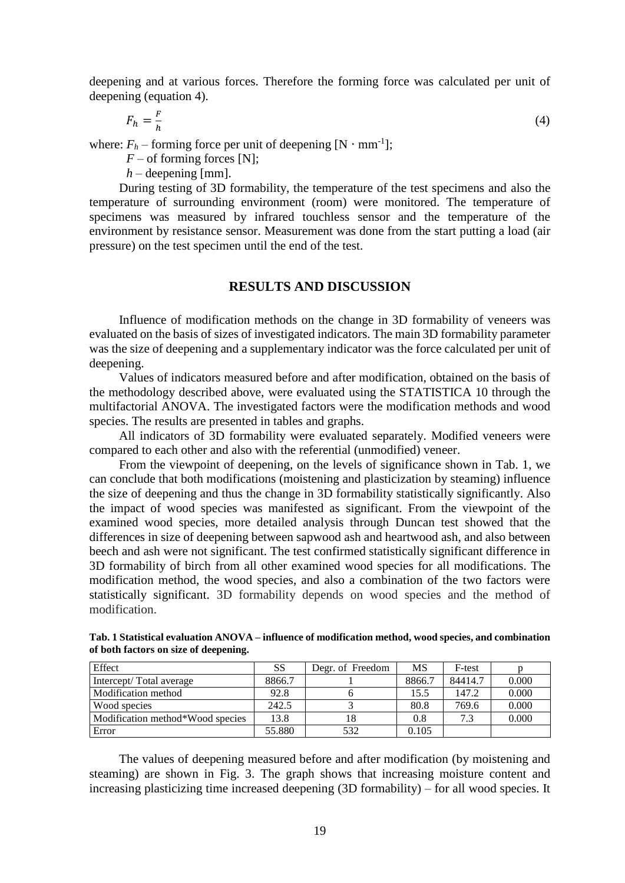deepening and at various forces. Therefore the forming force was calculated per unit of deepening (equation 4).

$$F_h = \frac{F}{h} \tag{4}$$

where: $F_h$ – forming force per unit of deepening [N · mm$^{-1}$];

$F$ – of forming forces [N];

$h$ – deepening [mm].

During testing of 3D formability, the temperature of the test specimens and also the temperature of surrounding environment (room) were monitored. The temperature of specimens was measured by infrared touchless sensor and the temperature of the environment by resistance sensor. Measurement was done from the start putting a load (air pressure) on the test specimen until the end of the test.

## RESULTS AND DISCUSSION

Influence of modification methods on the change in 3D formability of veneers was evaluated on the basis of sizes of investigated indicators. The main 3D formability parameter was the size of deepening and a supplementary indicator was the force calculated per unit of deepening.

Values of indicators measured before and after modification, obtained on the basis of the methodology described above, were evaluated using the STATISTICA 10 through the multifactorial ANOVA. The investigated factors were the modification methods and wood species. The results are presented in tables and graphs.

All indicators of 3D formability were evaluated separately. Modified veneers were compared to each other and also with the referential (unmodified) veneer.

From the viewpoint of deepening, on the levels of significance shown in Tab. 1, we can conclude that both modifications (moistening and plasticization by steaming) influence the size of deepening and thus the change in 3D formability statistically significantly. Also the impact of wood species was manifested as significant. From the viewpoint of the examined wood species, more detailed analysis through Duncan test showed that the differences in size of deepening between sapwood ash and heartwood ash, and also between beech and ash were not significant. The test confirmed statistically significant difference in 3D formability of birch from all other examined wood species for all modifications. The modification method, the wood species, and also a combination of the two factors were statistically significant. 3D formability depends on wood species and the method of modification.

**Tab. 1 Statistical evaluation ANOVA – influence of modification method, wood species, and combination of both factors on size of deepening.**

| Effect | SS | Degr. of Freedom | MS | F-test | p |
|---|---|---|---|---|---|
| Intercept/ Total average | 8866.7 | 1 | 8866.7 | 84414.7 | 0.000 |
| Modification method | 92.8 | 6 | 15.5 | 147.2 | 0.000 |
| Wood species | 242.5 | 3 | 80.8 | 769.6 | 0.000 |
| Modification method*Wood species | 13.8 | 18 | 0.8 | 7.3 | 0.000 |
| Error | 55.880 | 532 | 0.105 | | |

The values of deepening measured before and after modification (by moistening and steaming) are shown in Fig. 3. The graph shows that increasing moisture content and increasing plasticizing time increased deepening (3D formability) – for all wood species. It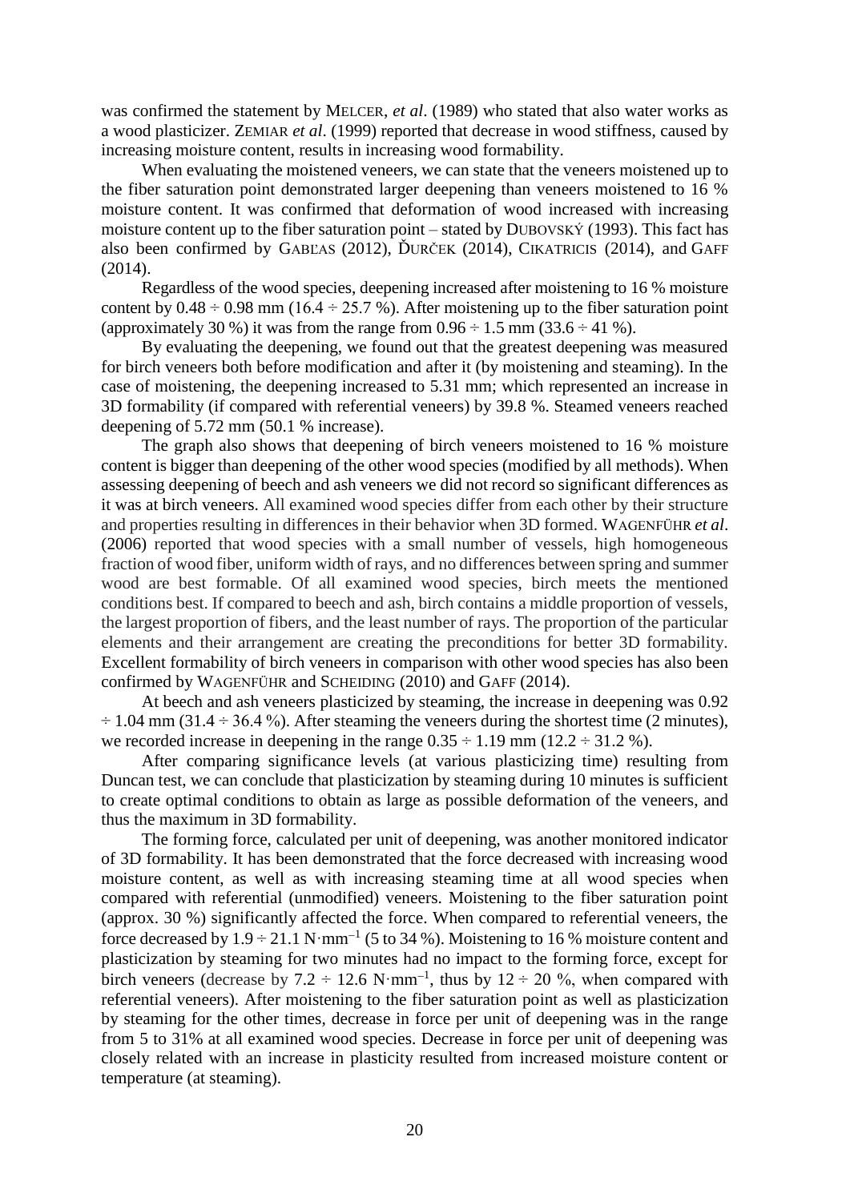was confirmed the statement by MELCER, *et al*. (1989) who stated that also water works as a wood plasticizer. ZEMIAR *et al*. (1999) reported that decrease in wood stiffness, caused by increasing moisture content, results in increasing wood formability.

When evaluating the moistened veneers, we can state that the veneers moistened up to the fiber saturation point demonstrated larger deepening than veneers moistened to 16 % moisture content. It was confirmed that deformation of wood increased with increasing moisture content up to the fiber saturation point – stated by DUBOVSKÝ (1993). This fact has also been confirmed by GABĽAS (2012), ĎURČEK (2014), CIKATRICIS (2014), and GAFF (2014).

Regardless of the wood species, deepening increased after moistening to 16 % moisture content by 0.48 ÷ 0.98 mm (16.4 ÷ 25.7 %). After moistening up to the fiber saturation point (approximately 30 %) it was from the range from 0.96 ÷ 1.5 mm (33.6 ÷ 41 %).

By evaluating the deepening, we found out that the greatest deepening was measured for birch veneers both before modification and after it (by moistening and steaming). In the case of moistening, the deepening increased to 5.31 mm; which represented an increase in 3D formability (if compared with referential veneers) by 39.8 %. Steamed veneers reached deepening of 5.72 mm (50.1 % increase).

The graph also shows that deepening of birch veneers moistened to 16 % moisture content is bigger than deepening of the other wood species (modified by all methods). When assessing deepening of beech and ash veneers we did not record so significant differences as it was at birch veneers. All examined wood species differ from each other by their structure and properties resulting in differences in their behavior when 3D formed. WAGENFÜHR *et al*. (2006) reported that wood species with a small number of vessels, high homogeneous fraction of wood fiber, uniform width of rays, and no differences between spring and summer wood are best formable. Of all examined wood species, birch meets the mentioned conditions best. If compared to beech and ash, birch contains a middle proportion of vessels, the largest proportion of fibers, and the least number of rays. The proportion of the particular elements and their arrangement are creating the preconditions for better 3D formability. Excellent formability of birch veneers in comparison with other wood species has also been confirmed by WAGENFÜHR and SCHEIDING (2010) and GAFF (2014).

At beech and ash veneers plasticized by steaming, the increase in deepening was 0.92 ÷ 1.04 mm (31.4 ÷ 36.4 %). After steaming the veneers during the shortest time (2 minutes), we recorded increase in deepening in the range 0.35 ÷ 1.19 mm (12.2 ÷ 31.2 %).

After comparing significance levels (at various plasticizing time) resulting from Duncan test, we can conclude that plasticization by steaming during 10 minutes is sufficient to create optimal conditions to obtain as large as possible deformation of the veneers, and thus the maximum in 3D formability.

The forming force, calculated per unit of deepening, was another monitored indicator of 3D formability. It has been demonstrated that the force decreased with increasing wood moisture content, as well as with increasing steaming time at all wood species when compared with referential (unmodified) veneers. Moistening to the fiber saturation point (approx. 30 %) significantly affected the force. When compared to referential veneers, the force decreased by 1.9 ÷ 21.1 N·mm$^{-1}$ (5 to 34 %). Moistening to 16 % moisture content and plasticization by steaming for two minutes had no impact to the forming force, except for birch veneers (decrease by 7.2 ÷ 12.6 N·mm$^{-1}$, thus by 12 ÷ 20 %, when compared with referential veneers). After moistening to the fiber saturation point as well as plasticization by steaming for the other times, decrease in force per unit of deepening was in the range from 5 to 31% at all examined wood species. Decrease in force per unit of deepening was closely related with an increase in plasticity resulted from increased moisture content or temperature (at steaming).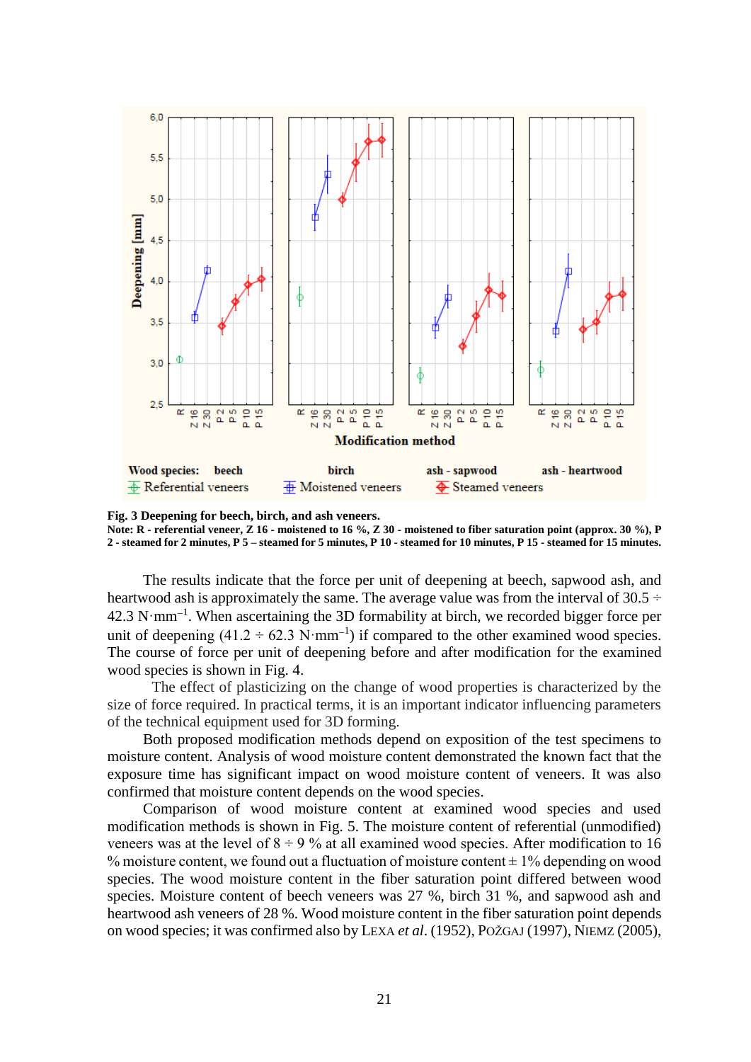**Fig. 3 Deepening for beech, birch, and ash veneers.**
**Note: R - referential veneer, Z 16 - moistened to 16 %, Z 30 - moistened to fiber saturation point (approx. 30 %), P 2 - steamed for 2 minutes, P 5 – steamed for 5 minutes, P 10 - steamed for 10 minutes, P 15 - steamed for 15 minutes.**

The results indicate that the force per unit of deepening at beech, sapwood ash, and heartwood ash is approximately the same. The average value was from the interval of 30.5 ÷ 42.3 N·mm$^{-1}$. When ascertaining the 3D formability at birch, we recorded bigger force per unit of deepening (41.2 ÷ 62.3 N·mm$^{-1}$) if compared to the other examined wood species. The course of force per unit of deepening before and after modification for the examined wood species is shown in Fig. 4.

The effect of plasticizing on the change of wood properties is characterized by the size of force required. In practical terms, it is an important indicator influencing parameters of the technical equipment used for 3D forming.

Both proposed modification methods depend on exposition of the test specimens to moisture content. Analysis of wood moisture content demonstrated the known fact that the exposure time has significant impact on wood moisture content of veneers. It was also confirmed that moisture content depends on the wood species.

Comparison of wood moisture content at examined wood species and used modification methods is shown in Fig. 5. The moisture content of referential (unmodified) veneers was at the level of 8 ÷ 9 % at all examined wood species. After modification to 16 % moisture content, we found out a fluctuation of moisture content ± 1% depending on wood species. The wood moisture content in the fiber saturation point differed between wood species. Moisture content of beech veneers was 27 %, birch 31 %, and sapwood ash and heartwood ash veneers of 28 %. Wood moisture content in the fiber saturation point depends on wood species; it was confirmed also by LEXA *et al*. (1952), POŽGAJ (1997), NIEMZ (2005),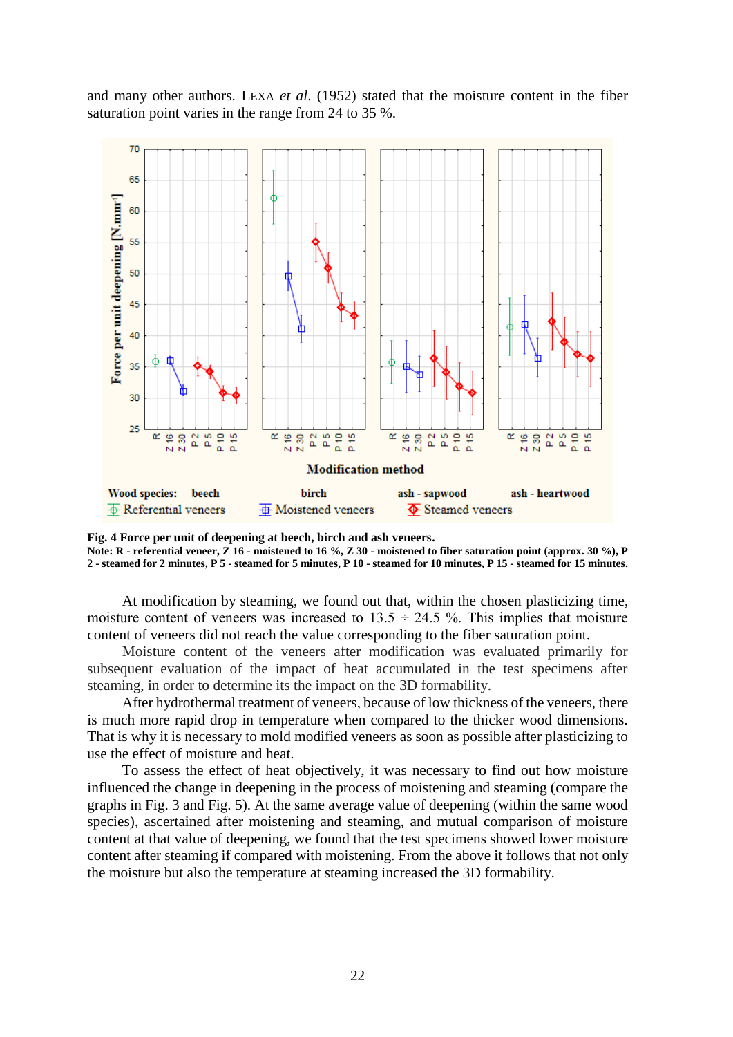and many other authors. LEXA *et al*. (1952) stated that the moisture content in the fiber saturation point varies in the range from 24 to 35 %.

**Fig. 4 Force per unit of deepening at beech, birch and ash veneers.**
**Note: R - referential veneer, Z 16 - moistened to 16 %, Z 30 - moistened to fiber saturation point (approx. 30 %), P 2 - steamed for 2 minutes, P 5 - steamed for 5 minutes, P 10 - steamed for 10 minutes, P 15 - steamed for 15 minutes.**

At modification by steaming, we found out that, within the chosen plasticizing time, moisture content of veneers was increased to 13.5 ÷ 24.5 %. This implies that moisture content of veneers did not reach the value corresponding to the fiber saturation point.

Moisture content of the veneers after modification was evaluated primarily for subsequent evaluation of the impact of heat accumulated in the test specimens after steaming, in order to determine its the impact on the 3D formability.

After hydrothermal treatment of veneers, because of low thickness of the veneers, there is much more rapid drop in temperature when compared to the thicker wood dimensions. That is why it is necessary to mold modified veneers as soon as possible after plasticizing to use the effect of moisture and heat.

To assess the effect of heat objectively, it was necessary to find out how moisture influenced the change in deepening in the process of moistening and steaming (compare the graphs in Fig. 3 and Fig. 5). At the same average value of deepening (within the same wood species), ascertained after moistening and steaming, and mutual comparison of moisture content at that value of deepening, we found that the test specimens showed lower moisture content after steaming if compared with moistening. From the above it follows that not only the moisture but also the temperature at steaming increased the 3D formability.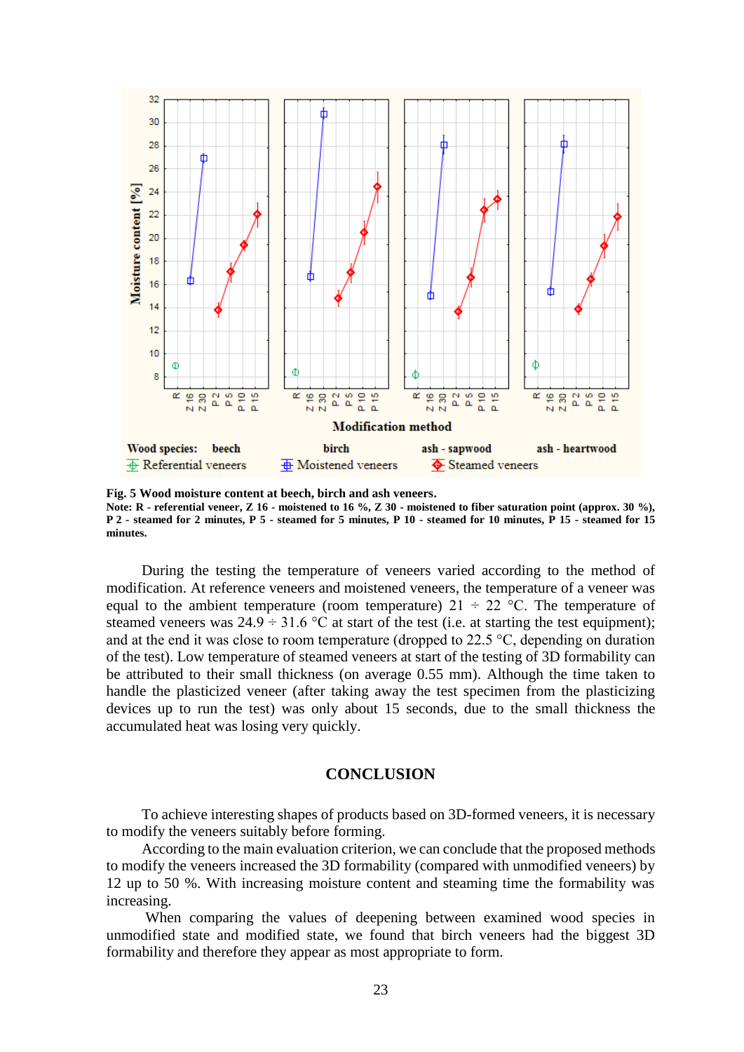**Fig. 5 Wood moisture content at beech, birch and ash veneers.**
**Note: R - referential veneer, Z 16 - moistened to 16 %, Z 30 - moistened to fiber saturation point (approx. 30 %), P 2 - steamed for 2 minutes, P 5 - steamed for 5 minutes, P 10 - steamed for 10 minutes, P 15 - steamed for 15 minutes.**

During the testing the temperature of veneers varied according to the method of modification. At reference veneers and moistened veneers, the temperature of a veneer was equal to the ambient temperature (room temperature) 21 ÷ 22 °C. The temperature of steamed veneers was 24.9 ÷ 31.6 °C at start of the test (i.e. at starting the test equipment); and at the end it was close to room temperature (dropped to 22.5 °C, depending on duration of the test). Low temperature of steamed veneers at start of the testing of 3D formability can be attributed to their small thickness (on average 0.55 mm). Although the time taken to handle the plasticized veneer (after taking away the test specimen from the plasticizing devices up to run the test) was only about 15 seconds, due to the small thickness the accumulated heat was losing very quickly.

## CONCLUSION

To achieve interesting shapes of products based on 3D-formed veneers, it is necessary to modify the veneers suitably before forming.

According to the main evaluation criterion, we can conclude that the proposed methods to modify the veneers increased the 3D formability (compared with unmodified veneers) by 12 up to 50 %. With increasing moisture content and steaming time the formability was increasing.

When comparing the values of deepening between examined wood species in unmodified state and modified state, we found that birch veneers had the biggest 3D formability and therefore they appear as most appropriate to form.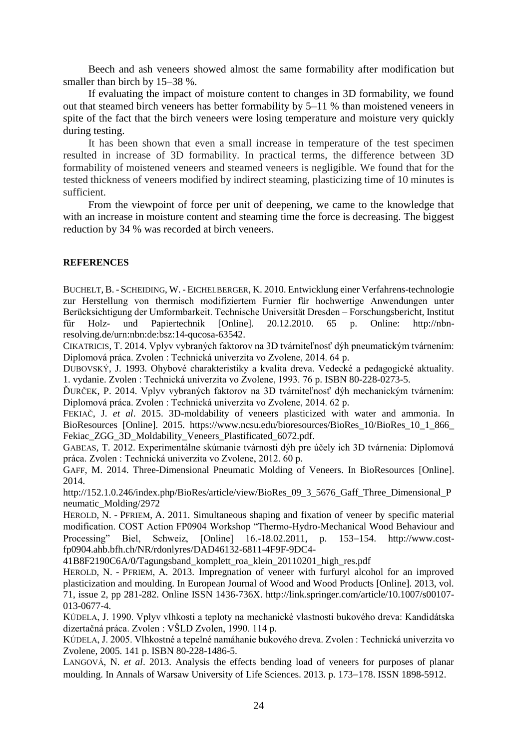Beech and ash veneers showed almost the same formability after modification but smaller than birch by 15–38 %.

If evaluating the impact of moisture content to changes in 3D formability, we found out that steamed birch veneers has better formability by 5–11 % than moistened veneers in spite of the fact that the birch veneers were losing temperature and moisture very quickly during testing.

It has been shown that even a small increase in temperature of the test specimen resulted in increase of 3D formability. In practical terms, the difference between 3D formability of moistened veneers and steamed veneers is negligible. We found that for the tested thickness of veneers modified by indirect steaming, plasticizing time of 10 minutes is sufficient.

From the viewpoint of force per unit of deepening, we came to the knowledge that with an increase in moisture content and steaming time the force is decreasing. The biggest reduction by 34 % was recorded at birch veneers.

## REFERENCES

BUCHELT, B. - SCHEIDING, W. - EICHELBERGER, K. 2010. Entwicklung einer Verfahrens-technologie zur Herstellung von thermisch modifiziertem Furnier für hochwertige Anwendungen unter Berücksichtigung der Umformbarkeit. Technische Universität Dresden – Forschungsbericht, Institut für Holz- und Papiertechnik [Online]. 20.12.2010. 65 p. Online: http://nbn-resolving.de/urn:nbn:de:bsz:14-qucosa-63542.

CIKATRICIS, T. 2014. Vplyv vybraných faktorov na 3D tvárniteľnosť dýh pneumatickým tvárnením: Diplomová práca. Zvolen : Technická univerzita vo Zvolene, 2014. 64 p.

DUBOVSKÝ, J. 1993. Ohybové charakteristiky a kvalita dreva. Vedecké a pedagogické aktuality. 1. vydanie. Zvolen : Technická univerzita vo Zvolene, 1993. 76 p. ISBN 80-228-0273-5.

ĎURČEK, P. 2014. Vplyv vybraných faktorov na 3D tvárniteľnosť dýh mechanickým tvárnením: Diplomová práca. Zvolen : Technická univerzita vo Zvolene, 2014. 62 p.

FEKIAČ, J. *et al*. 2015. 3D-moldability of veneers plasticized with water and ammonia. In BioResources [Online]. 2015. https://www.ncsu.edu/bioresources/BioRes_10/BioRes_10_1_866_Fekiac_ZGG_3D_Moldability_Veneers_Plastificated_6072.pdf.

GABĽAS, T. 2012. Experimentálne skúmanie tvárnosti dýh pre účely ich 3D tvárnenia: Diplomová práca. Zvolen : Technická univerzita vo Zvolene, 2012. 60 p.

GAFF, M. 2014. Three-Dimensional Pneumatic Molding of Veneers. In BioResources [Online]. 2014.
http://152.1.0.246/index.php/BioRes/article/view/BioRes_09_3_5676_Gaff_Three_Dimensional_Pneumatic_Molding/2972

HEROLD, N. - PFRIEM, A. 2011. Simultaneous shaping and fixation of veneer by specific material modification. COST Action FP0904 Workshop "Thermo-Hydro-Mechanical Wood Behaviour and Processing" Biel, Schweiz, [Online] 16.-18.02.2011, p. 153–154. http://www.cost-fp0904.ahb.bfh.ch/NR/rdonlyres/DAD46132-6811-4F9F-9DC4-41B8F2190C6A/0/Tagungsband_komplett_roa_klein_20110201_high_res.pdf

HEROLD, N. - PFRIEM, A. 2013. Impregnation of veneer with furfuryl alcohol for an improved plasticization and moulding. In European Journal of Wood and Wood Products [Online]. 2013, vol. 71, issue 2, pp 281-282. Online ISSN 1436-736X. http://link.springer.com/article/10.1007/s00107-013-0677-4.

KÚDELA, J. 1990. Vplyv vlhkosti a teploty na mechanické vlastnosti bukového dreva: Kandidátska dizertačná práca. Zvolen : VŠLD Zvolen, 1990. 114 p.

KÚDELA, J. 2005. Vlhkostné a tepelné namáhanie bukového dreva. Zvolen : Technická univerzita vo Zvolene, 2005. 141 p. ISBN 80-228-1486-5.

LANGOVÁ, N. *et al*. 2013. Analysis the effects bending load of veneers for purposes of planar moulding. In Annals of Warsaw University of Life Sciences. 2013. p. 173–178. ISSN 1898-5912.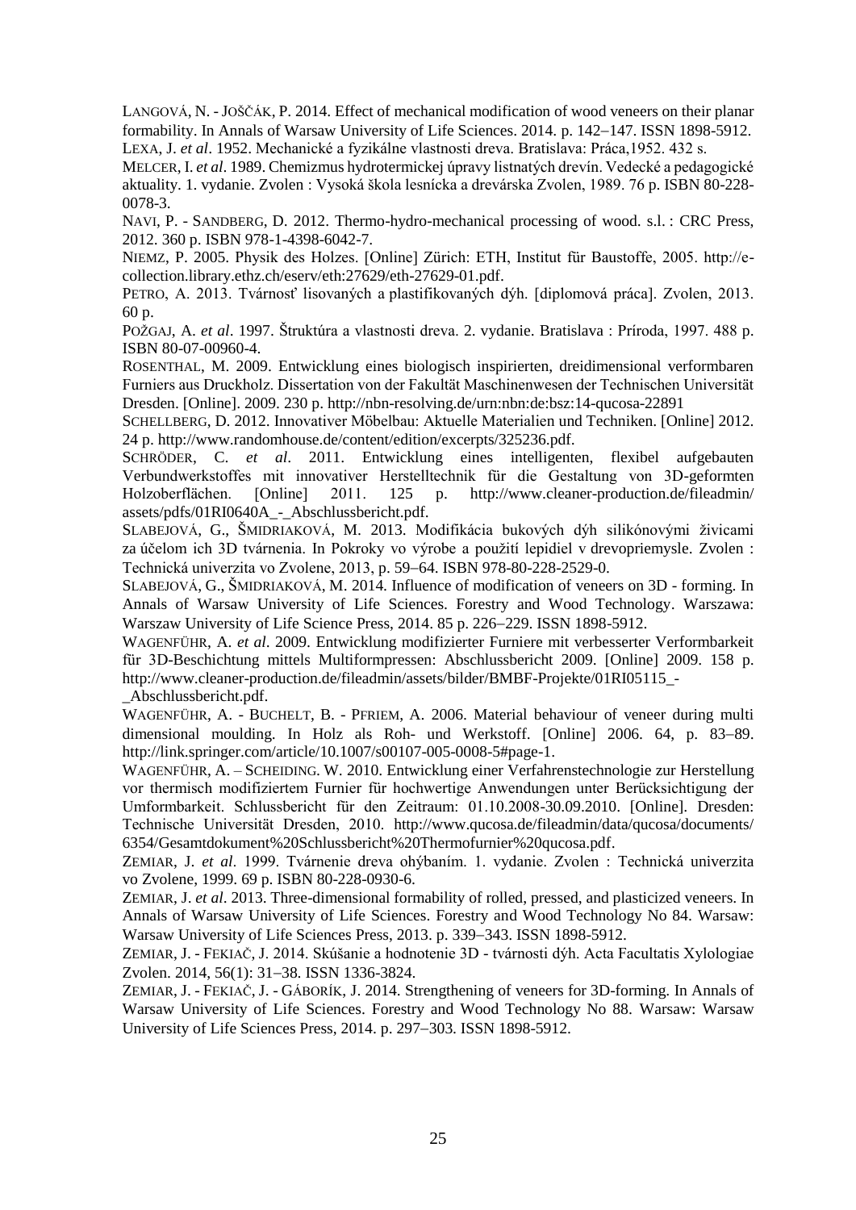LANGOVÁ, N. - JOŠČÁK, P. 2014. Effect of mechanical modification of wood veneers on their planar formability. In Annals of Warsaw University of Life Sciences. 2014. p. 142–147. ISSN 1898-5912.

LEXA, J. *et al*. 1952. Mechanické a fyzikálne vlastnosti dreva. Bratislava: Práca,1952. 432 s.

MELCER, I. *et al*. 1989. Chemizmus hydrotermickej úpravy listnatých drevín. Vedecké a pedagogické aktuality. 1. vydanie. Zvolen : Vysoká škola lesnícka a drevárska Zvolen, 1989. 76 p. ISBN 80-228-0078-3.

NAVI, P. - SANDBERG, D. 2012. Thermo-hydro-mechanical processing of wood. s.l. : CRC Press, 2012. 360 p. ISBN 978-1-4398-6042-7.

NIEMZ, P. 2005. Physik des Holzes. [Online] Zürich: ETH, Institut für Baustoffe, 2005. http://e-collection.library.ethz.ch/eserv/eth:27629/eth-27629-01.pdf.

PETRO, A. 2013. Tvárnosť lisovaných a plastifikovaných dýh. [diplomová práca]. Zvolen, 2013. 60 p.

POŽGAJ, A. *et al*. 1997. Štruktúra a vlastnosti dreva. 2. vydanie. Bratislava : Príroda, 1997. 488 p. ISBN 80-07-00960-4.

ROSENTHAL, M. 2009. Entwicklung eines biologisch inspirierten, dreidimensional verformbaren Furniers aus Druckholz. Dissertation von der Fakultät Maschinenwesen der Technischen Universität Dresden. [Online]. 2009. 230 p. http://nbn-resolving.de/urn:nbn:de:bsz:14-qucosa-22891

SCHELLBERG, D. 2012. Innovativer Möbelbau: Aktuelle Materialien und Techniken. [Online] 2012. 24 p. http://www.randomhouse.de/content/edition/excerpts/325236.pdf.

SCHRÖDER, C. *et al*. 2011. Entwicklung eines intelligenten, flexibel aufgebauten Verbundwerkstoffes mit innovativer Herstelltechnik für die Gestaltung von 3D-geformten Holzoberflächen. [Online] 2011. 125 p. http://www.cleaner-production.de/fileadmin/assets/pdfs/01RI0640A_-_Abschlussbericht.pdf.

SLABEJOVÁ, G., ŠMIDRIAKOVÁ, M. 2013. Modifikácia bukových dýh silikónovými živicami za účelom ich 3D tvárnenia. In Pokroky vo výrobe a použití lepidiel v drevopriemysle. Zvolen : Technická univerzita vo Zvolene, 2013, p. 59–64. ISBN 978-80-228-2529-0.

SLABEJOVÁ, G., ŠMIDRIAKOVÁ, M. 2014. Influence of modification of veneers on 3D - forming. In Annals of Warsaw University of Life Sciences. Forestry and Wood Technology. Warszawa: Warszaw University of Life Science Press, 2014. 85 p. 226–229. ISSN 1898-5912.

WAGENFÜHR, A. *et al*. 2009. Entwicklung modifizierter Furniere mit verbesserter Verformbarkeit für 3D-Beschichtung mittels Multiformpressen: Abschlussbericht 2009. [Online] 2009. 158 p. http://www.cleaner-production.de/fileadmin/assets/bilder/BMBF-Projekte/01RI05115_-_Abschlussbericht.pdf.

WAGENFÜHR, A. - BUCHELT, B. - PFRIEM, A. 2006. Material behaviour of veneer during multi dimensional moulding. In Holz als Roh- und Werkstoff. [Online] 2006. 64, p. 83–89. http://link.springer.com/article/10.1007/s00107-005-0008-5#page-1.

WAGENFÜHR, A. – SCHEIDING. W. 2010. Entwicklung einer Verfahrenstechnologie zur Herstellung vor thermisch modifiziertem Furnier für hochwertige Anwendungen unter Berücksichtigung der Umformbarkeit. Schlussbericht für den Zeitraum: 01.10.2008-30.09.2010. [Online]. Dresden: Technische Universität Dresden, 2010. http://www.qucosa.de/fileadmin/data/qucosa/documents/6354/Gesamtdokument%20Schlussbericht%20Thermofurnier%20qucosa.pdf.

ZEMIAR, J. *et al*. 1999. Tvárnenie dreva ohýbaním. 1. vydanie. Zvolen : Technická univerzita vo Zvolene, 1999. 69 p. ISBN 80-228-0930-6.

ZEMIAR, J. *et al*. 2013. Three-dimensional formability of rolled, pressed, and plasticized veneers. In Annals of Warsaw University of Life Sciences. Forestry and Wood Technology No 84. Warsaw: Warsaw University of Life Sciences Press, 2013. p. 339–343. ISSN 1898-5912.

ZEMIAR, J. - FEKIAČ, J. 2014. Skúšanie a hodnotenie 3D - tvárnosti dýh. Acta Facultatis Xylologiae Zvolen. 2014, 56(1): 31–38. ISSN 1336-3824.

ZEMIAR, J. - FEKIAČ, J. - GÁBORÍK, J. 2014. Strengthening of veneers for 3D-forming. In Annals of Warsaw University of Life Sciences. Forestry and Wood Technology No 88. Warsaw: Warsaw University of Life Sciences Press, 2014. p. 297–303. ISSN 1898-5912.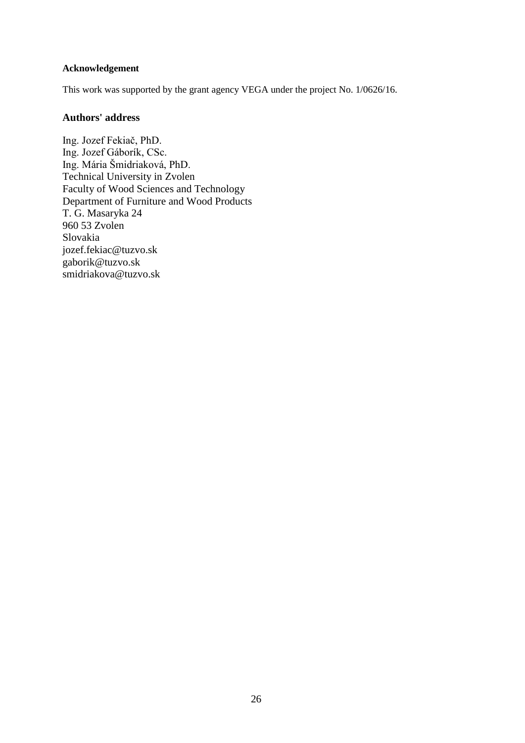**Acknowledgement**

This work was supported by the grant agency VEGA under the project No. 1/0626/16.

## Authors' address

Ing. Jozef Fekiač, PhD.
Ing. Jozef Gáborík, CSc.
Ing. Mária Šmidriaková, PhD.
Technical University in Zvolen
Faculty of Wood Sciences and Technology
Department of Furniture and Wood Products
T. G. Masaryka 24
960 53 Zvolen
Slovakia
jozef.fekiac@tuzvo.sk
gaborik@tuzvo.sk
smidriakova@tuzvo.sk